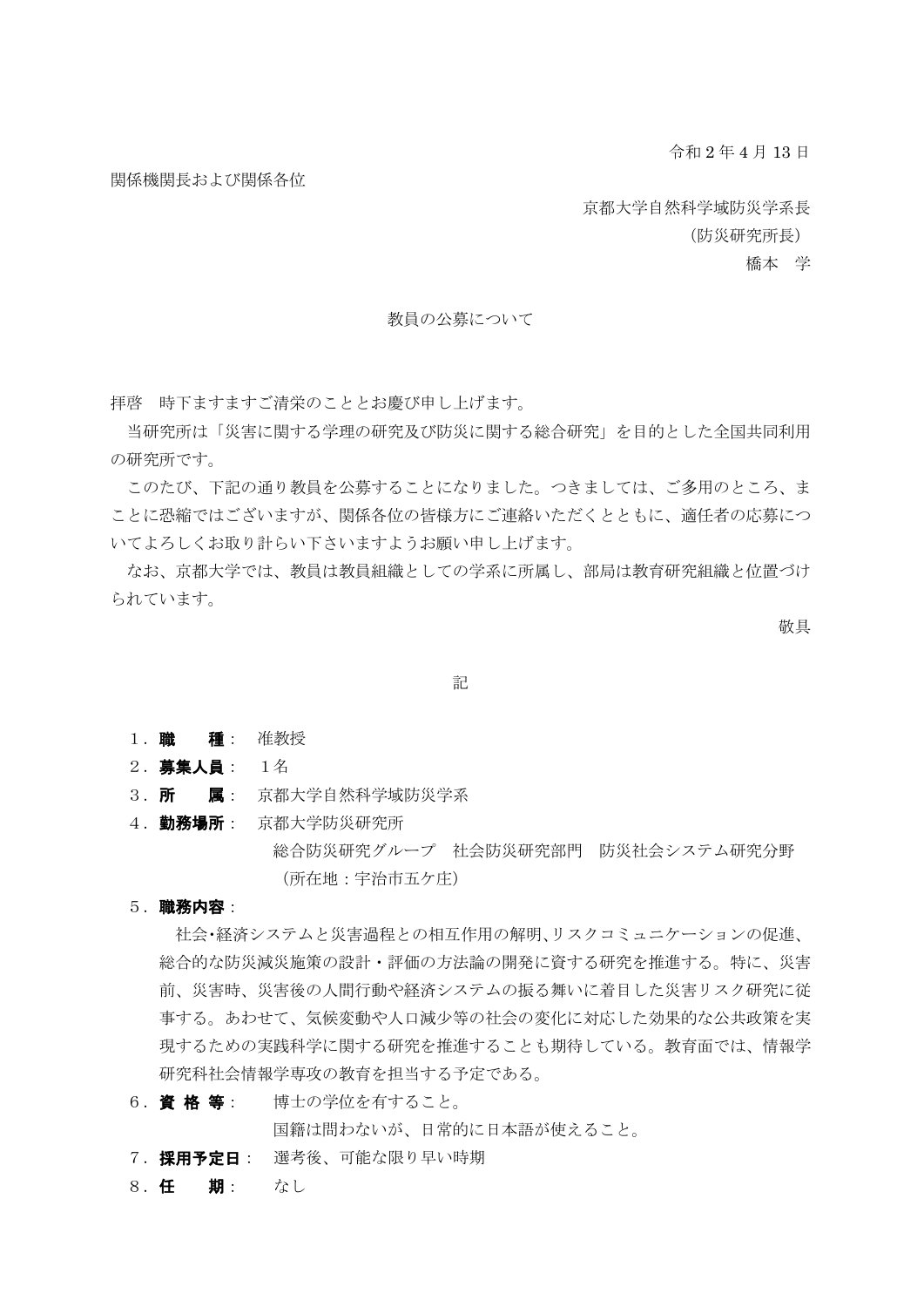令和 2 年 4 月 13 日

関係機関長および関係各位

京都大学自然科学域防災学系長  
（防災研究所長）  
橋本　学

教員の公募について

拝啓　時下ますますご清栄のこととお慶び申し上げます。

当研究所は「災害に関する学理の研究及び防災に関する総合研究」を目的とした全国共同利用の研究所です。

このたび、下記の通り教員を公募することになりました。つきましては、ご多用のところ、まことに恐縮ではございますが、関係各位の皆様方にご連絡いただくとともに、適任者の応募についてよろしくお取り計らい下さいますようお願い申し上げます。

なお、京都大学では、教員は教員組織としての学系に所属し、部局は教育研究組織と位置づけられています。

敬具

記

１．**職　　種**：　准教授

２．**募集人員**：　１名

３．**所　　属**：　京都大学自然科学域防災学系

４．**勤務場所**：　京都大学防災研究所
　　総合防災研究グループ　社会防災研究部門　防災社会システム研究分野
　　（所在地：宇治市五ケ庄）

５．**職務内容**：
　社会･経済システムと災害過程との相互作用の解明､リスクコミュニケーションの促進、総合的な防災減災施策の設計・評価の方法論の開発に資する研究を推進する。特に、災害前、災害時、災害後の人間行動や経済システムの振る舞いに着目した災害リスク研究に従事する。あわせて、気候変動や人口減少等の社会の変化に対応した効果的な公共政策を実現するための実践科学に関する研究を推進することも期待している。教育面では、情報学研究科社会情報学専攻の教育を担当する予定である。

６．**資 格 等**：　博士の学位を有すること。
　　国籍は問わないが、日常的に日本語が使えること。

７．**採用予定日**：　選考後、可能な限り早い時期

８．**任　　期**：　なし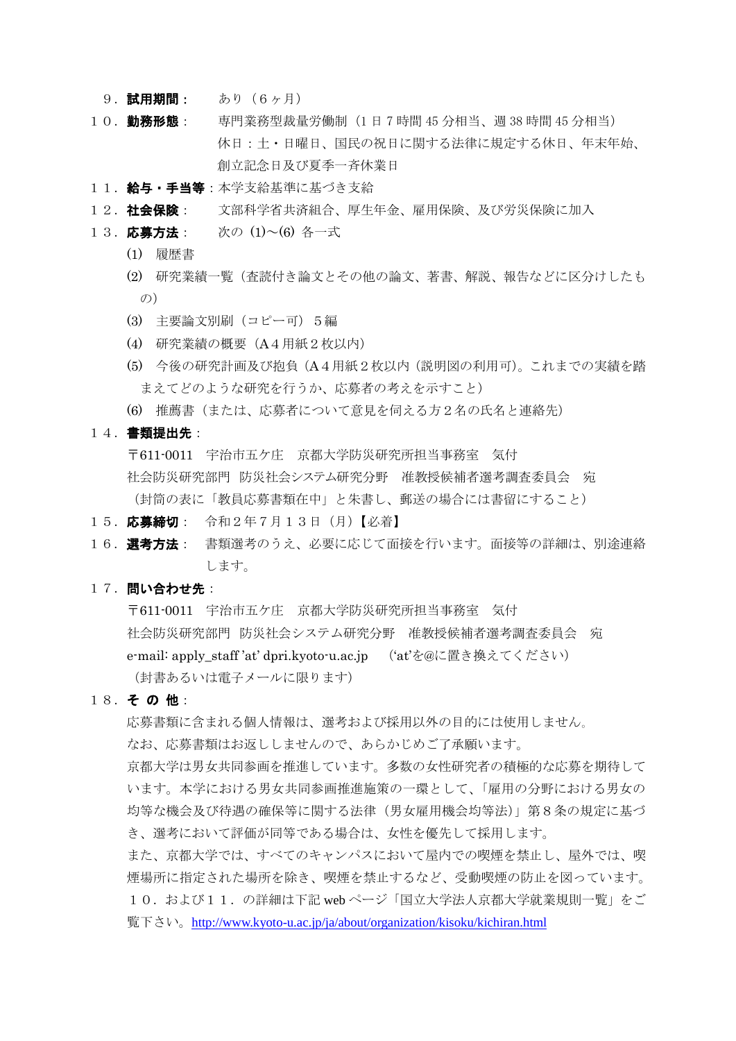９．**試用期間**：　あり（６ヶ月）

１０．**勤務形態**：　専門業務型裁量労働制（1 日 7 時間 45 分相当、週 38 時間 45 分相当）
休日：土・日曜日、国民の祝日に関する法律に規定する休日、年末年始、創立記念日及び夏季一斉休業日

１１．**給与・手当等**：本学支給基準に基づき支給

１２．**社会保険**：　文部科学省共済組合、厚生年金、雇用保険、及び労災保険に加入

１３．**応募方法**：　次の (1)～(6) 各一式

(1)　履歴書

(2)　研究業績一覧（査読付き論文とその他の論文、著書、解説、報告などに区分けしたもの）

(3)　主要論文別刷（コピー可）５編

(4)　研究業績の概要（A４用紙２枚以内）

(5)　今後の研究計画及び抱負（A４用紙２枚以内（説明図の利用可)。これまでの実績を踏まえてどのような研究を行うか、応募者の考えを示すこと）

(6)　推薦書（または、応募者について意見を伺える方２名の氏名と連絡先）

１４．**書類提出先**：

〒611-0011　宇治市五ケ庄　京都大学防災研究所担当事務室　気付
社会防災研究部門　防災社会システム研究分野　准教授候補者選考調査委員会　宛
（封筒の表に「教員応募書類在中」と朱書し、郵送の場合には書留にすること）

１５．**応募締切**：　令和２年７月１３日（月）【必着】

１６．**選考方法**：　書類選考のうえ、必要に応じて面接を行います。面接等の詳細は、別途連絡します。

１７．**問い合わせ先**：

〒611-0011　宇治市五ケ庄　京都大学防災研究所担当事務室　気付
社会防災研究部門　防災社会システム研究分野　准教授候補者選考調査委員会　宛
e-mail: apply_staff 'at' dpri.kyoto-u.ac.jp　（'at'を@に置き換えてください）
（封書あるいは電子メールに限ります）

１８．**そ の 他**：

応募書類に含まれる個人情報は、選考および採用以外の目的には使用しません。
なお、応募書類はお返ししませんので、あらかじめご了承願います。
京都大学は男女共同参画を推進しています。多数の女性研究者の積極的な応募を期待しています。本学における男女共同参画推進施策の一環として、「雇用の分野における男女の均等な機会及び待遇の確保等に関する法律（男女雇用機会均等法)」第８条の規定に基づき、選考において評価が同等である場合は、女性を優先して採用します。
また、京都大学では、すべてのキャンパスにおいて屋内での喫煙を禁止し、屋外では、喫煙場所に指定された場所を除き、喫煙を禁止するなど、受動喫煙の防止を図っています。
１０．および１１．の詳細は下記 web ページ「国立大学法人京都大学就業規則一覧」をご覧下さい。http://www.kyoto-u.ac.jp/ja/about/organization/kisoku/kichiran.html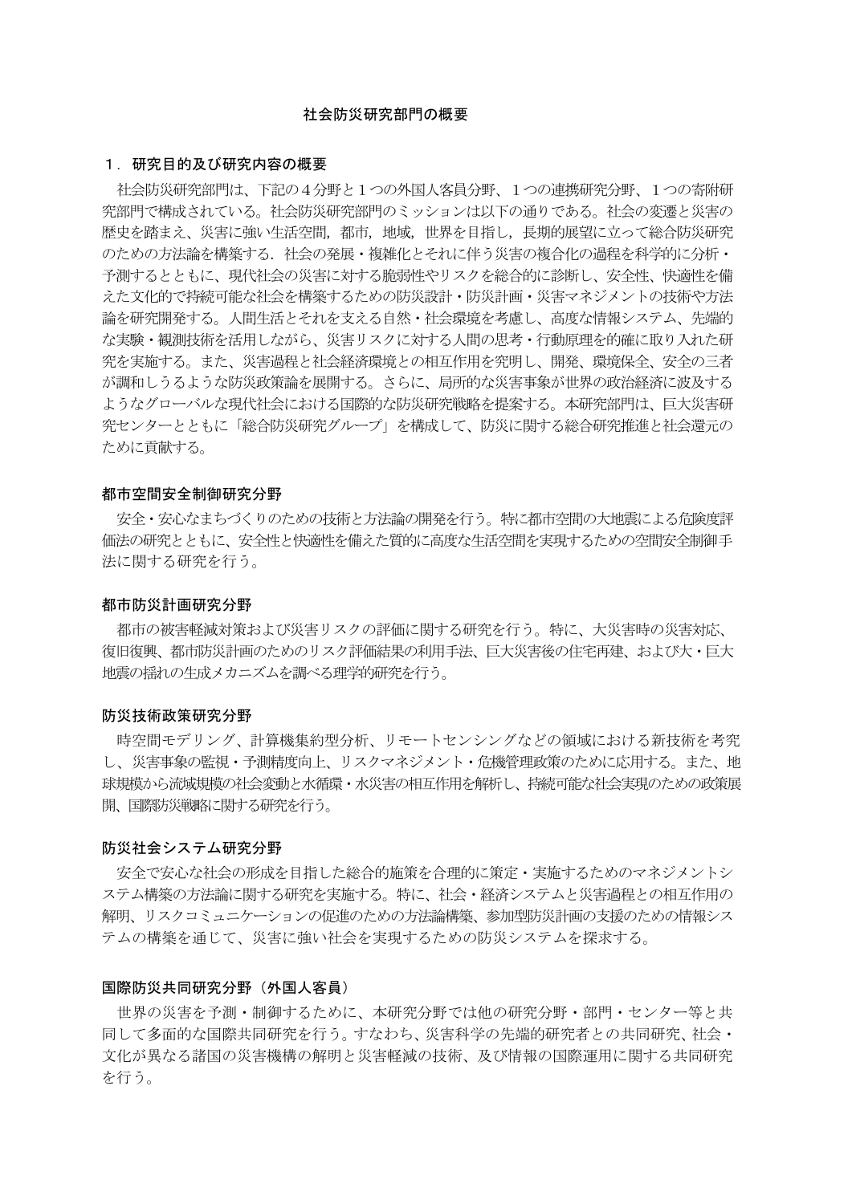# 社会防災研究部門の概要

## １．研究目的及び研究内容の概要

社会防災研究部門は、下記の４分野と１つの外国人客員分野、１つの連携研究分野、１つの寄附研究部門で構成されている。社会防災研究部門のミッションは以下の通りである。社会の変遷と災害の歴史を踏まえ、災害に強い生活空間，都市，地域，世界を目指し，長期的展望に立って総合防災研究のための方法論を構築する．社会の発展・複雑化とそれに伴う災害の複合化の過程を科学的に分析・予測するとともに、現代社会の災害に対する脆弱性やリスクを総合的に診断し、安全性、快適性を備えた文化的で持続可能な社会を構築するための防災設計・防災計画・災害マネジメントの技術や方法論を研究開発する。人間生活とそれを支える自然・社会環境を考慮し、高度な情報システム、先端的な実験・観測技術を活用しながら、災害リスクに対する人間の思考・行動原理を的確に取り入れた研究を実施する。また、災害過程と社会経済環境との相互作用を究明し、開発、環境保全、安全の三者が調和しうるような防災政策論を展開する。さらに、局所的な災害事象が世界の政治経済に波及するようなグローバルな現代社会における国際的な防災研究戦略を提案する。本研究部門は、巨大災害研究センターとともに「総合防災研究グループ」を構成して、防災に関する総合研究推進と社会還元のために貢献する。

### 都市空間安全制御研究分野

安全・安心なまちづくりのための技術と方法論の開発を行う。特に都市空間の大地震による危険度評価法の研究とともに、安全性と快適性を備えた質的に高度な生活空間を実現するための空間安全制御手法に関する研究を行う。

### 都市防災計画研究分野

都市の被害軽減対策および災害リスクの評価に関する研究を行う。特に、大災害時の災害対応、復旧復興、都市防災計画のためのリスク評価結果の利用手法、巨大災害後の住宅再建、および大・巨大地震の揺れの生成メカニズムを調べる理学的研究を行う。

### 防災技術政策研究分野

時空間モデリング、計算機集約型分析、リモートセンシングなどの領域における新技術を考究し、災害事象の監視・予測精度向上、リスクマネジメント・危機管理政策のために応用する。また、地球規模から流域規模の社会変動と水循環・水災害の相互作用を解析し、持続可能な社会実現のための政策展開、国際防災戦略に関する研究を行う。

### 防災社会システム研究分野

安全で安心な社会の形成を目指した総合的施策を合理的に策定・実施するためのマネジメントシステム構築の方法論に関する研究を実施する。特に、社会・経済システムと災害過程との相互作用の解明、リスクコミュニケーションの促進のための方法論構築、参加型防災計画の支援のための情報システムの構築を通じて、災害に強い社会を実現するための防災システムを探求する。

### 国際防災共同研究分野（外国人客員）

世界の災害を予測・制御するために、本研究分野では他の研究分野・部門・センター等と共同して多面的な国際共同研究を行う。すなわち、災害科学の先端的研究者との共同研究、社会・文化が異なる諸国の災害機構の解明と災害軽減の技術、及び情報の国際運用に関する共同研究を行う。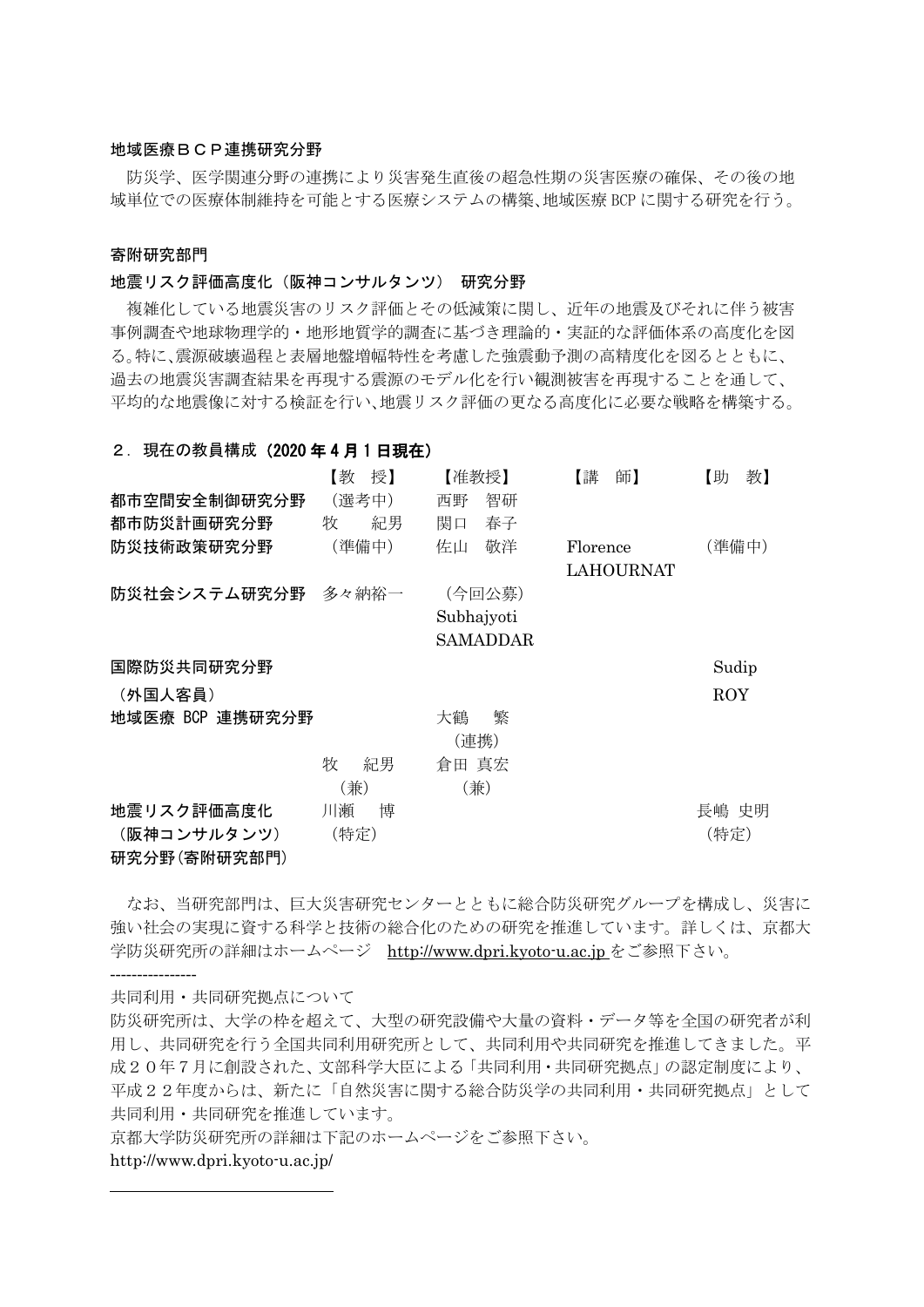### 地域医療ＢＣＰ連携研究分野

防災学、医学関連分野の連携により災害発生直後の超急性期の災害医療の確保、その後の地域単位での医療体制維持を可能とする医療システムの構築、地域医療 BCP に関する研究を行う。

### 寄附研究部門

### 地震リスク評価高度化（阪神コンサルタンツ） 研究分野

複雑化している地震災害のリスク評価とその低減策に関し、近年の地震及びそれに伴う被害事例調査や地球物理学的・地形地質学的調査に基づき理論的・実証的な評価体系の高度化を図る。特に、震源破壊過程と表層地盤増幅特性を考慮した強震動予測の高精度化を図るとともに、過去の地震災害調査結果を再現する震源のモデル化を行い観測被害を再現することを通して、平均的な地震像に対する検証を行い、地震リスク評価の更なる高度化に必要な戦略を構築する。

## ２．現在の教員構成（2020 年 4 月 1 日現在）

| | 【教　授】 | 【准教授】 | 【講　師】 | 【助　教】 |
|---|---|---|---|---|
| 都市空間安全制御研究分野 | （選考中） | 西野　智研 | | |
| 都市防災計画研究分野 | 牧　　紀男 | 関口　春子 | | |
| 防災技術政策研究分野 | （準備中） | 佐山　敬洋 | Florence LAHOURNAT | （準備中） |
| 防災社会システム研究分野 | 多々納裕一 | （今回公募） Subhajyoti SAMADDAR | | |
| 国際防災共同研究分野（外国人客員） | | | | Sudip ROY |
| 地域医療 BCP 連携研究分野 | | 大鶴　繁（連携） | | |
| | 牧　紀男（兼） | 倉田 真宏（兼） | | |
| 地震リスク評価高度化（阪神コンサルタンツ）研究分野（寄附研究部門） | 川瀬　博（特定） | | | 長嶋 史明（特定） |

なお、当研究部門は、巨大災害研究センターとともに総合防災研究グループを構成し、災害に強い社会の実現に資する科学と技術の総合化のための研究を推進しています。詳しくは、京都大学防災研究所の詳細はホームページ　http://www.dpri.kyoto-u.ac.jp をご参照下さい。

----------------

共同利用・共同研究拠点について

防災研究所は、大学の枠を超えて、大型の研究設備や大量の資料・データ等を全国の研究者が利用し、共同研究を行う全国共同利用研究所として、共同利用や共同研究を推進してきました。平成２０年７月に創設された、文部科学大臣による「共同利用・共同研究拠点」の認定制度により、平成２２年度からは、新たに「自然災害に関する総合防災学の共同利用・共同研究拠点」として共同利用・共同研究を推進しています。

京都大学防災研究所の詳細は下記のホームページをご参照下さい。

http://www.dpri.kyoto-u.ac.jp/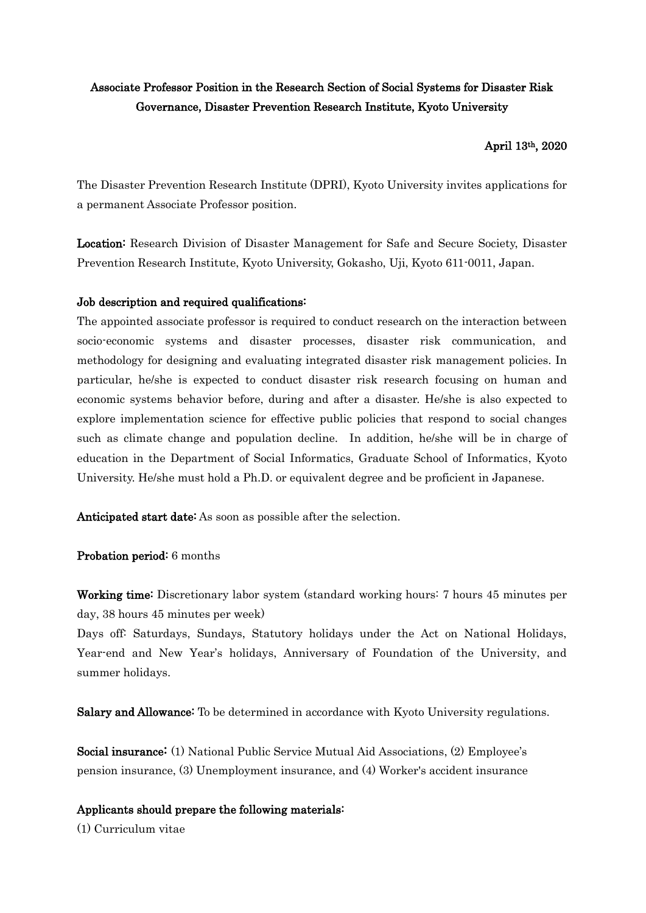# Associate Professor Position in the Research Section of Social Systems for Disaster Risk Governance, Disaster Prevention Research Institute, Kyoto University

**April 13th, 2020**

The Disaster Prevention Research Institute (DPRI), Kyoto University invites applications for a permanent Associate Professor position.

**Location:** Research Division of Disaster Management for Safe and Secure Society, Disaster Prevention Research Institute, Kyoto University, Gokasho, Uji, Kyoto 611-0011, Japan.

**Job description and required qualifications:**

The appointed associate professor is required to conduct research on the interaction between socio-economic systems and disaster processes, disaster risk communication, and methodology for designing and evaluating integrated disaster risk management policies. In particular, he/she is expected to conduct disaster risk research focusing on human and economic systems behavior before, during and after a disaster. He/she is also expected to explore implementation science for effective public policies that respond to social changes such as climate change and population decline. In addition, he/she will be in charge of education in the Department of Social Informatics, Graduate School of Informatics, Kyoto University. He/she must hold a Ph.D. or equivalent degree and be proficient in Japanese.

**Anticipated start date:** As soon as possible after the selection.

**Probation period:** 6 months

**Working time:** Discretionary labor system (standard working hours: 7 hours 45 minutes per day, 38 hours 45 minutes per week)

Days off: Saturdays, Sundays, Statutory holidays under the Act on National Holidays, Year-end and New Year's holidays, Anniversary of Foundation of the University, and summer holidays.

**Salary and Allowance:** To be determined in accordance with Kyoto University regulations.

**Social insurance:** (1) National Public Service Mutual Aid Associations, (2) Employee's pension insurance, (3) Unemployment insurance, and (4) Worker's accident insurance

**Applicants should prepare the following materials:**

(1) Curriculum vitae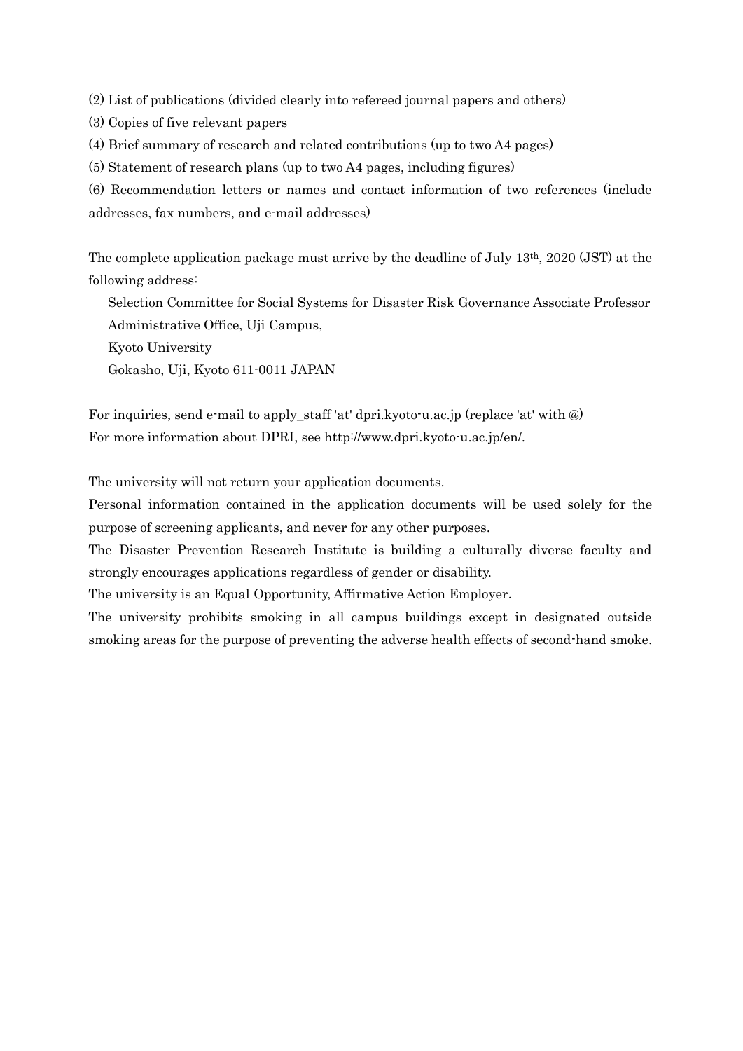(2) List of publications (divided clearly into refereed journal papers and others)

(3) Copies of five relevant papers

(4) Brief summary of research and related contributions (up to two A4 pages)

(5) Statement of research plans (up to two A4 pages, including figures)

(6) Recommendation letters or names and contact information of two references (include addresses, fax numbers, and e-mail addresses)

The complete application package must arrive by the deadline of July 13th, 2020 (JST) at the following address:

Selection Committee for Social Systems for Disaster Risk Governance Associate Professor
Administrative Office, Uji Campus,
Kyoto University
Gokasho, Uji, Kyoto 611-0011 JAPAN

For inquiries, send e-mail to apply_staff 'at' dpri.kyoto-u.ac.jp (replace 'at' with @)
For more information about DPRI, see http://www.dpri.kyoto-u.ac.jp/en/.

The university will not return your application documents.

Personal information contained in the application documents will be used solely for the purpose of screening applicants, and never for any other purposes.

The Disaster Prevention Research Institute is building a culturally diverse faculty and strongly encourages applications regardless of gender or disability.

The university is an Equal Opportunity, Affirmative Action Employer.

The university prohibits smoking in all campus buildings except in designated outside smoking areas for the purpose of preventing the adverse health effects of second-hand smoke.